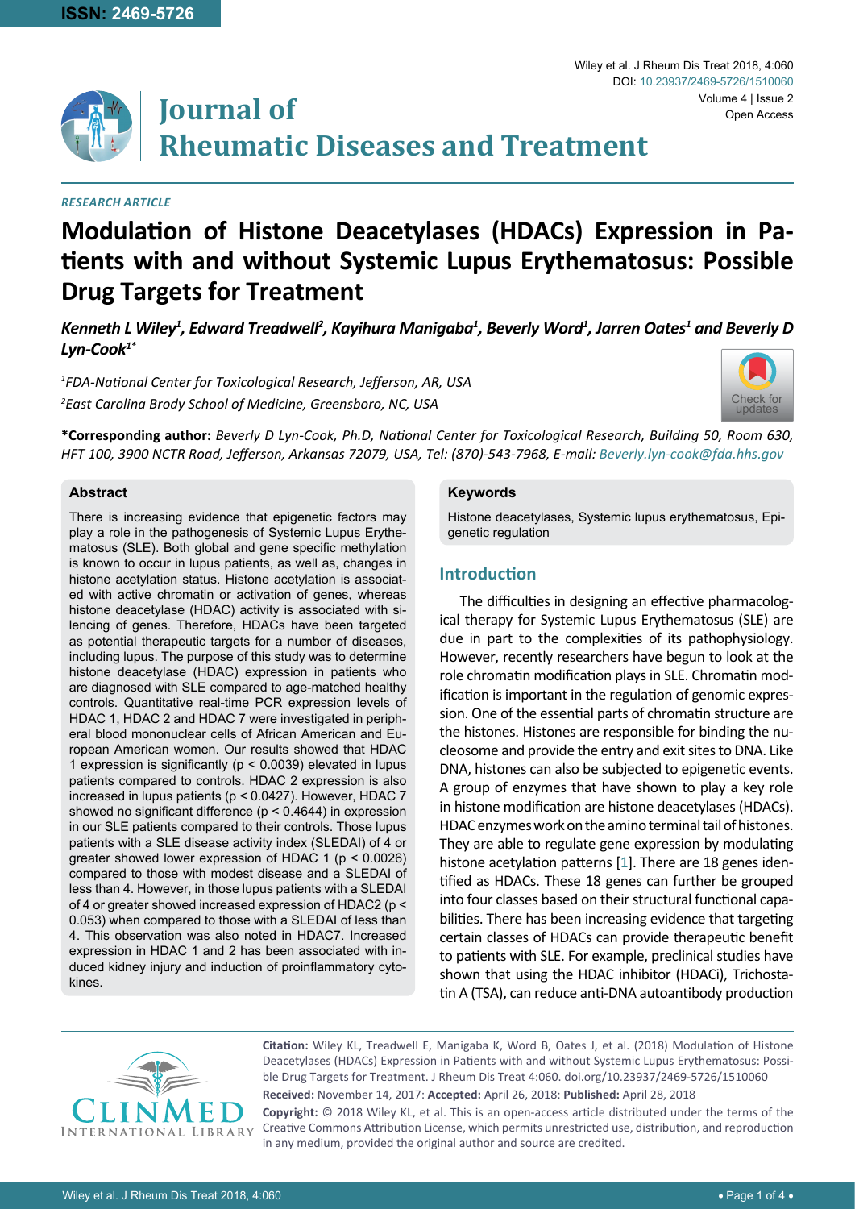ISSN: 2469-5726

# Journal of Rheumatic Diseases and Treatment

*RESEARCH ARTICLE*

# Modulation of Histone Deacetylases (HDACs) Expression in Patients with and without Systemic Lupus Erythematosus: Possible Drug Targets for Treatment

***Kenneth L Wiley[1], Edward Treadwell[2], Kayihura Manigaba[1], Beverly Word[1], Jarren Oates[1] and Beverly D Lyn-Cook[1*]***

*[1]FDA-National Center for Toxicological Research, Jefferson, AR, USA*
*[2]East Carolina Brody School of Medicine, Greensboro, NC, USA*

**\*Corresponding author:** *Beverly D Lyn-Cook, Ph.D, National Center for Toxicological Research, Building 50, Room 630, HFT 100, 3900 NCTR Road, Jefferson, Arkansas 72079, USA, Tel: (870)-543-7968, E-mail: Beverly.lyn-cook@fda.hhs.gov*

## Abstract

There is increasing evidence that epigenetic factors may play a role in the pathogenesis of Systemic Lupus Erythematosus (SLE). Both global and gene specific methylation is known to occur in lupus patients, as well as, changes in histone acetylation status. Histone acetylation is associated with active chromatin or activation of genes, whereas histone deacetylase (HDAC) activity is associated with silencing of genes. Therefore, HDACs have been targeted as potential therapeutic targets for a number of diseases, including lupus. The purpose of this study was to determine histone deacetylase (HDAC) expression in patients who are diagnosed with SLE compared to age-matched healthy controls. Quantitative real-time PCR expression levels of HDAC 1, HDAC 2 and HDAC 7 were investigated in peripheral blood mononuclear cells of African American and European American women. Our results showed that HDAC 1 expression is significantly ($p < 0.0039$) elevated in lupus patients compared to controls. HDAC 2 expression is also increased in lupus patients ($p < 0.0427$). However, HDAC 7 showed no significant difference ($p < 0.4644$) in expression in our SLE patients compared to their controls. Those lupus patients with a SLE disease activity index (SLEDAI) of 4 or greater showed lower expression of HDAC 1 ($p < 0.0026$) compared to those with modest disease and a SLEDAI of less than 4. However, in those lupus patients with a SLEDAI of 4 or greater showed increased expression of HDAC2 ($p < 0.053$) when compared to those with a SLEDAI of less than 4. This observation was also noted in HDAC7. Increased expression in HDAC 1 and 2 has been associated with induced kidney injury and induction of proinflammatory cytokines.

## Keywords

Histone deacetylases, Systemic lupus erythematosus, Epigenetic regulation

## Introduction

The difficulties in designing an effective pharmacological therapy for Systemic Lupus Erythematosus (SLE) are due in part to the complexities of its pathophysiology. However, recently researchers have begun to look at the role chromatin modification plays in SLE. Chromatin modification is important in the regulation of genomic expression. One of the essential parts of chromatin structure are the histones. Histones are responsible for binding the nucleosome and provide the entry and exit sites to DNA. Like DNA, histones can also be subjected to epigenetic events. A group of enzymes that have shown to play a key role in histone modification are histone deacetylases (HDACs). HDAC enzymes work on the amino terminal tail of histones. They are able to regulate gene expression by modulating histone acetylation patterns [1]. There are 18 genes identified as HDACs. These 18 genes can further be grouped into four classes based on their structural functional capabilities. There has been increasing evidence that targeting certain classes of HDACs can provide therapeutic benefit to patients with SLE. For example, preclinical studies have shown that using the HDAC inhibitor (HDACi), Trichostatin A (TSA), can reduce anti-DNA autoantibody production

**Citation:** Wiley KL, Treadwell E, Manigaba K, Word B, Oates J, et al. (2018) Modulation of Histone Deacetylases (HDACs) Expression in Patients with and without Systemic Lupus Erythematosus: Possible Drug Targets for Treatment. J Rheum Dis Treat 4:060. doi.org/10.23937/2469-5726/1510060

**Received:** November 14, 2017: **Accepted:** April 26, 2018: **Published:** April 28, 2018

**Copyright:** © 2018 Wiley KL, et al. This is an open-access article distributed under the terms of the Creative Commons Attribution License, which permits unrestricted use, distribution, and reproduction in any medium, provided the original author and source are credited.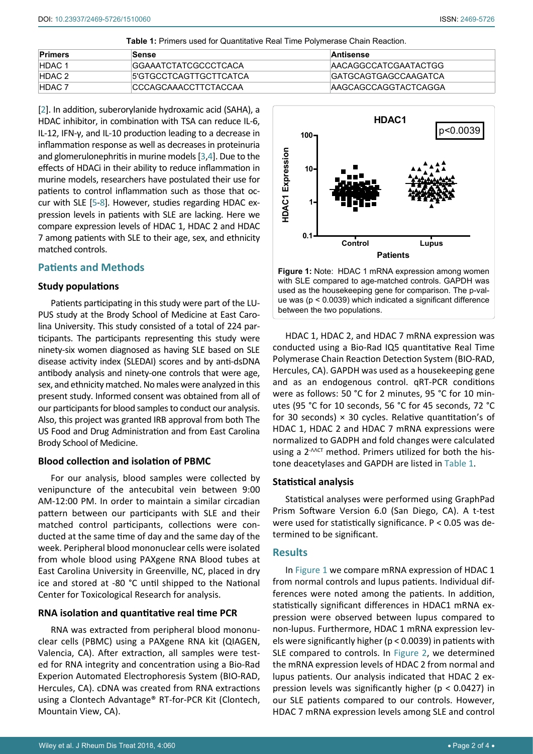**Table 1:** Primers used for Quantitative Real Time Polymerase Chain Reaction.

| Primers | Sense | Antisense |
|---|---|---|
| HDAC 1 | GGAAATCTATCGCCCTCACA | AACAGGCCATCGAATACTGG |
| HDAC 2 | 5'GTGCCTCAGTTGCTTCATCA | GATGCAGTGAGCCAAGATCA |
| HDAC 7 | CCCAGCAAACCTTCTACCAA | AAGCAGCCAGGTACTCAGGA |

[2]. In addition, suberorylanide hydroxamic acid (SAHA), a HDAC inhibitor, in combination with TSA can reduce IL-6, IL-12, IFN-γ, and IL-10 production leading to a decrease in inflammation response as well as decreases in proteinuria and glomerulonephritis in murine models [3,4]. Due to the effects of HDACi in their ability to reduce inflammation in murine models, researchers have postulated their use for patients to control inflammation such as those that occur with SLE [5-8]. However, studies regarding HDAC expression levels in patients with SLE are lacking. Here we compare expression levels of HDAC 1, HDAC 2 and HDAC 7 among patients with SLE to their age, sex, and ethnicity matched controls.

## Patients and Methods

### Study populations

Patients participating in this study were part of the LUPUS study at the Brody School of Medicine at East Carolina University. This study consisted of a total of 224 participants. The participants representing this study were ninety-six women diagnosed as having SLE based on SLE disease activity index (SLEDAI) scores and by anti-dsDNA antibody analysis and ninety-one controls that were age, sex, and ethnicity matched. No males were analyzed in this present study. Informed consent was obtained from all of our participants for blood samples to conduct our analysis. Also, this project was granted IRB approval from both The US Food and Drug Administration and from East Carolina Brody School of Medicine.

### Blood collection and isolation of PBMC

For our analysis, blood samples were collected by venipuncture of the antecubital vein between 9:00 AM-12:00 PM. In order to maintain a similar circadian pattern between our participants with SLE and their matched control participants, collections were conducted at the same time of day and the same day of the week. Peripheral blood mononuclear cells were isolated from whole blood using PAXgene RNA Blood tubes at East Carolina University in Greenville, NC, placed in dry ice and stored at -80 °C until shipped to the National Center for Toxicological Research for analysis.

### RNA isolation and quantitative real time PCR

RNA was extracted from peripheral blood mononuclear cells (PBMC) using a PAXgene RNA kit (QIAGEN, Valencia, CA). After extraction, all samples were tested for RNA integrity and concentration using a Bio-Rad Experion Automated Electrophoresis System (BIO-RAD, Hercules, CA). cDNA was created from RNA extractions using a Clontech Advantage® RT-for-PCR Kit (Clontech, Mountain View, CA).

**Figure 1:** Note: HDAC 1 mRNA expression among women with SLE compared to age-matched controls. GAPDH was used as the housekeeping gene for comparison. The p-value was ($p < 0.0039$) which indicated a significant difference between the two populations.

HDAC 1, HDAC 2, and HDAC 7 mRNA expression was conducted using a Bio-Rad IQ5 quantitative Real Time Polymerase Chain Reaction Detection System (BIO-RAD, Hercules, CA). GAPDH was used as a housekeeping gene and as an endogenous control. qRT-PCR conditions were as follows: 50 °C for 2 minutes, 95 °C for 10 minutes (95 °C for 10 seconds, 56 °C for 45 seconds, 72 °C for 30 seconds) × 30 cycles. Relative quantitation's of HDAC 1, HDAC 2 and HDAC 7 mRNA expressions were normalized to GAPDH and fold changes were calculated using a $2^{-\Delta\Delta CT}$ method. Primers utilized for both the histone deacetylases and GAPDH are listed in Table 1.

### Statistical analysis

Statistical analyses were performed using GraphPad Prism Software Version 6.0 (San Diego, CA). A t-test were used for statistically significance. $P < 0.05$ was determined to be significant.

## Results

In Figure 1 we compare mRNA expression of HDAC 1 from normal controls and lupus patients. Individual differences were noted among the patients. In addition, statistically significant differences in HDAC1 mRNA expression were observed between lupus compared to non-lupus. Furthermore, HDAC 1 mRNA expression levels were significantly higher ($p < 0.0039$) in patients with SLE compared to controls. In Figure 2, we determined the mRNA expression levels of HDAC 2 from normal and lupus patients. Our analysis indicated that HDAC 2 expression levels was significantly higher ($p < 0.0427$) in our SLE patients compared to our controls. However, HDAC 7 mRNA expression levels among SLE and control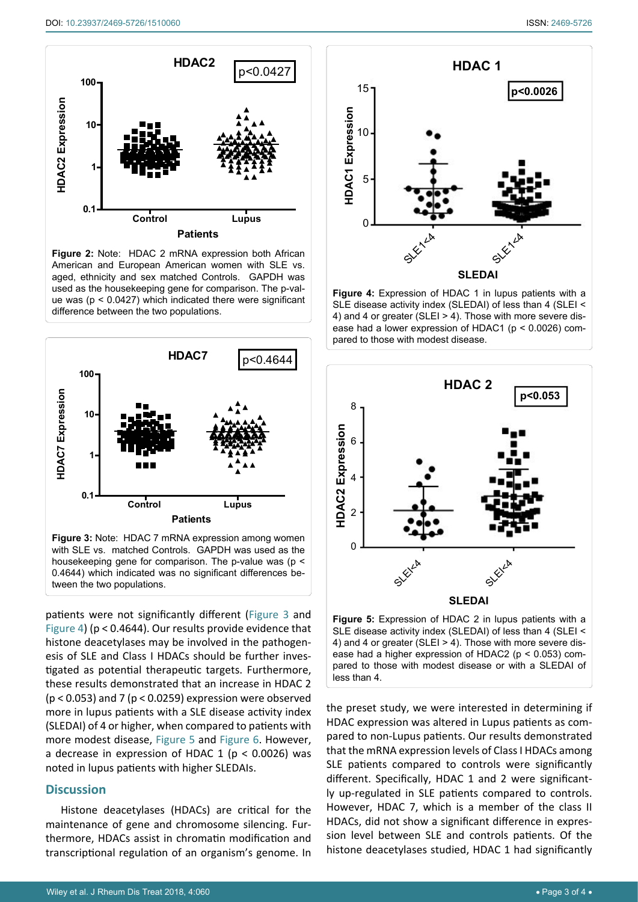**Figure 2:** Note: HDAC 2 mRNA expression both African American and European American women with SLE vs. aged, ethnicity and sex matched Controls. GAPDH was used as the housekeeping gene for comparison. The p-value was ($p < 0.0427$) which indicated there were significant difference between the two populations.

**Figure 3:** Note: HDAC 7 mRNA expression among women with SLE vs. matched Controls. GAPDH was used as the housekeeping gene for comparison. The p-value was ($p < 0.4644$) which indicated was no significant differences between the two populations.

patients were not significantly different (Figure 3 and Figure 4) ($p < 0.4644$). Our results provide evidence that histone deacetylases may be involved in the pathogenesis of SLE and Class I HDACs should be further investigated as potential therapeutic targets. Furthermore, these results demonstrated that an increase in HDAC 2 ($p < 0.053$) and 7 ($p < 0.0259$) expression were observed more in lupus patients with a SLE disease activity index (SLEDAI) of 4 or higher, when compared to patients with more modest disease, Figure 5 and Figure 6. However, a decrease in expression of HDAC 1 ($p < 0.0026$) was noted in lupus patients with higher SLEDAIs.

## Discussion

Histone deacetylases (HDACs) are critical for the maintenance of gene and chromosome silencing. Furthermore, HDACs assist in chromatin modification and transcriptional regulation of an organism's genome. In the preset study, we were interested in determining if HDAC expression was altered in Lupus patients as compared to non-Lupus patients. Our results demonstrated that the mRNA expression levels of Class I HDACs among SLE patients compared to controls were significantly different. Specifically, HDAC 1 and 2 were significantly up-regulated in SLE patients compared to controls. However, HDAC 7, which is a member of the class II HDACs, did not show a significant difference in expression level between SLE and controls patients. Of the histone deacetylases studied, HDAC 1 had significantly

**Figure 4:** Expression of HDAC 1 in lupus patients with a SLE disease activity index (SLEDAI) of less than 4 (SLEI < 4) and 4 or greater (SLEI > 4). Those with more severe disease had a lower expression of HDAC1 ($p < 0.0026$) compared to those with modest disease.

**Figure 5:** Expression of HDAC 2 in lupus patients with a SLE disease activity index (SLEDAI) of less than 4 (SLEI < 4) and 4 or greater (SLEI > 4). Those with more severe disease had a higher expression of HDAC2 ($p < 0.053$) compared to those with modest disease or with a SLEDAI of less than 4.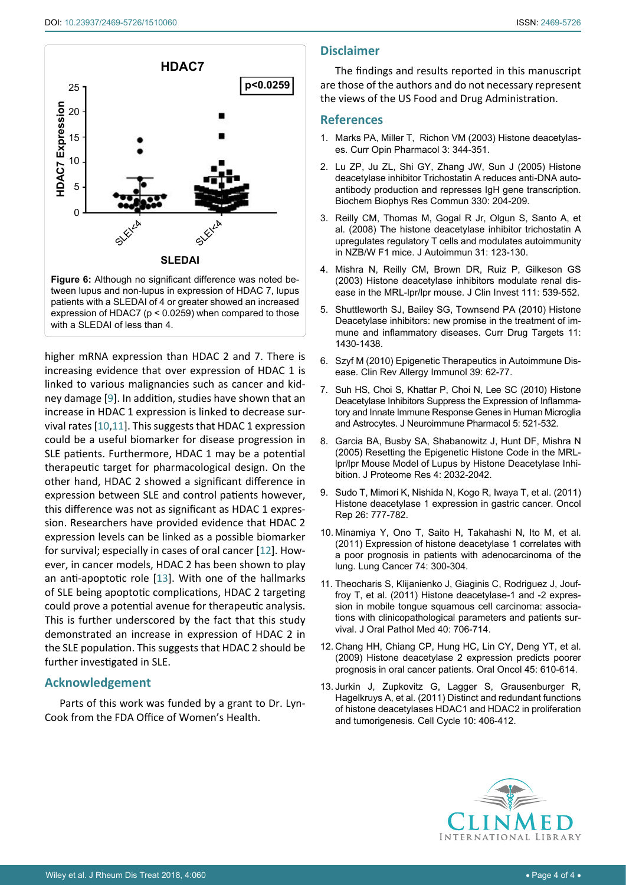HDAC7

p<0.0259

HDAC7 Expression

25

20

15

10

5

0

SLE<4

SLE≥4

SLEDAI

**Figure 6:** Although no significant difference was noted between lupus and non-lupus in expression of HDAC 7, lupus patients with a SLEDAI of 4 or greater showed an increased expression of HDAC7 (p < 0.0259) when compared to those with a SLEDAI of less than 4.

higher mRNA expression than HDAC 2 and 7. There is increasing evidence that over expression of HDAC 1 is linked to various malignancies such as cancer and kidney damage [9]. In addition, studies have shown that an increase in HDAC 1 expression is linked to decrease survival rates [10,11]. This suggests that HDAC 1 expression could be a useful biomarker for disease progression in SLE patients. Furthermore, HDAC 1 may be a potential therapeutic target for pharmacological design. On the other hand, HDAC 2 showed a significant difference in expression between SLE and control patients however, this difference was not as significant as HDAC 1 expression. Researchers have provided evidence that HDAC 2 expression levels can be linked as a possible biomarker for survival; especially in cases of oral cancer [12]. However, in cancer models, HDAC 2 has been shown to play an anti-apoptotic role [13]. With one of the hallmarks of SLE being apoptotic complications, HDAC 2 targeting could prove a potential avenue for therapeutic analysis. This is further underscored by the fact that this study demonstrated an increase in expression of HDAC 2 in the SLE population. This suggests that HDAC 2 should be further investigated in SLE.

## Acknowledgement

Parts of this work was funded by a grant to Dr. Lyn-Cook from the FDA Office of Women's Health.

## Disclaimer

The findings and results reported in this manuscript are those of the authors and do not necessary represent the views of the US Food and Drug Administration.

## References

1. Marks PA, Miller T, Richon VM (2003) Histone deacetylases. Curr Opin Pharmacol 3: 344-351.
2. Lu ZP, Ju ZL, Shi GY, Zhang JW, Sun J (2005) Histone deacetylase inhibitor Trichostatin A reduces anti-DNA autoantibody production and represses IgH gene transcription. Biochem Biophys Res Commun 330: 204-209.
3. Reilly CM, Thomas M, Gogal R Jr, Olgun S, Santo A, et al. (2008) The histone deacetylase inhibitor trichostatin A upregulates regulatory T cells and modulates autoimmunity in NZB/W F1 mice. J Autoimmun 31: 123-130.
4. Mishra N, Reilly CM, Brown DR, Ruiz P, Gilkeson GS (2003) Histone deacetylase inhibitors modulate renal disease in the MRL-lpr/lpr mouse. J Clin Invest 111: 539-552.
5. Shuttleworth SJ, Bailey SG, Townsend PA (2010) Histone Deacetylase inhibitors: new promise in the treatment of immune and inflammatory diseases. Curr Drug Targets 11: 1430-1438.
6. Szyf M (2010) Epigenetic Therapeutics in Autoimmune Disease. Clin Rev Allergy Immunol 39: 62-77.
7. Suh HS, Choi S, Khattar P, Choi N, Lee SC (2010) Histone Deacetylase Inhibitors Suppress the Expression of Inflammatory and Innate Immune Response Genes in Human Microglia and Astrocytes. J Neuroimmune Pharmacol 5: 521-532.
8. Garcia BA, Busby SA, Shabanowitz J, Hunt DF, Mishra N (2005) Resetting the Epigenetic Histone Code in the MRL-lpr/lpr Mouse Model of Lupus by Histone Deacetylase Inhibition. J Proteome Res 4: 2032-2042.
9. Sudo T, Mimori K, Nishida N, Kogo R, Iwaya T, et al. (2011) Histone deacetylase 1 expression in gastric cancer. Oncol Rep 26: 777-782.
10. Minamiya Y, Ono T, Saito H, Takahashi N, Ito M, et al. (2011) Expression of histone deacetylase 1 correlates with a poor prognosis in patients with adenocarcinoma of the lung. Lung Cancer 74: 300-304.
11. Theocharis S, Klijanienko J, Giaginis C, Rodriguez J, Jouffroy T, et al. (2011) Histone deacetylase-1 and -2 expression in mobile tongue squamous cell carcinoma: associations with clinicopathological parameters and patients survival. J Oral Pathol Med 40: 706-714.
12. Chang HH, Chiang CP, Hung HC, Lin CY, Deng YT, et al. (2009) Histone deacetylase 2 expression predicts poorer prognosis in oral cancer patients. Oral Oncol 45: 610-614.
13. Jurkin J, Zupkovitz G, Lagger S, Grausenburger R, Hagelkruys A, et al. (2011) Distinct and redundant functions of histone deacetylases HDAC1 and HDAC2 in proliferation and tumorigenesis. Cell Cycle 10: 406-412.